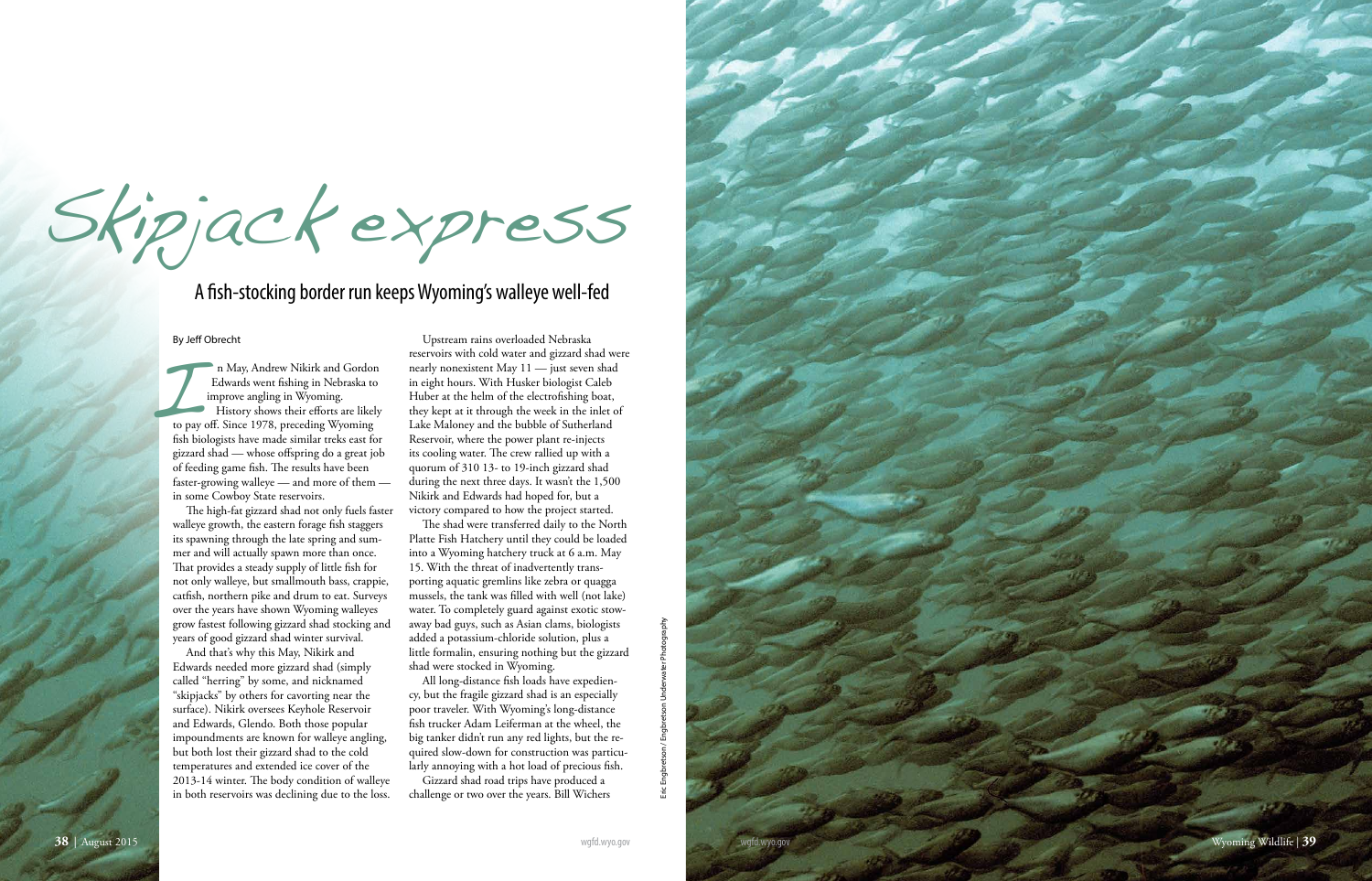# Skipjack express

## A fish-stocking border run keeps Wyoming's walleye well-fed

By Jeff Obrecht

In May, Andrew Nikirk and Gordon Edwards went fishing in Nebraska to improve angling in Wyoming.

History shows their efforts are likely to pay off. Since 1978, preceding Wyoming fish biologists have made similar treks east for gizzard shad — whose offspring do a great job of feeding game fish. The results have been faster-growing walleye — and more of them — in some Cowboy State reservoirs.

The high-fat gizzard shad not only fuels faster walleye growth, the eastern forage fish staggers its spawning through the late spring and summer and will actually spawn more than once. That provides a steady supply of little fish for not only walleye, but smallmouth bass, crappie, catfish, northern pike and drum to eat. Surveys over the years have shown Wyoming walleyes grow fastest following gizzard shad stocking and years of good gizzard shad winter survival.

And that's why this May, Nikirk and Edwards needed more gizzard shad (simply called "herring" by some, and nicknamed "skipjacks" by others for cavorting near the surface). Nikirk oversees Keyhole Reservoir and Edwards, Glendo. Both those popular impoundments are known for walleye angling, but both lost their gizzard shad to the cold temperatures and extended ice cover of the 2013-14 winter. The body condition of walleye in both reservoirs was declining due to the loss.

Upstream rains overloaded Nebraska reservoirs with cold water and gizzard shad were nearly nonexistent May 11 — just seven shad in eight hours. With Husker biologist Caleb Huber at the helm of the electrofishing boat, they kept at it through the week in the inlet of Lake Maloney and the bubble of Sutherland Reservoir, where the power plant re-injects its cooling water. The crew rallied up with a quorum of 310 13- to 19-inch gizzard shad during the next three days. It wasn't the 1,500 Nikirk and Edwards had hoped for, but a victory compared to how the project started.

The shad were transferred daily to the North Platte Fish Hatchery until they could be loaded into a Wyoming hatchery truck at 6 a.m. May 15. With the threat of inadvertently transporting aquatic gremlins like zebra or quagga mussels, the tank was filled with well (not lake) water. To completely guard against exotic stowaway bad guys, such as Asian clams, biologists added a potassium-chloride solution, plus a little formalin, ensuring nothing but the gizzard shad were stocked in Wyoming.

All long-distance fish loads have expediency, but the fragile gizzard shad is an especially poor traveler. With Wyoming's long-distance fish trucker Adam Leiferman at the wheel, the big tanker didn't run any red lights, but the required slow-down for construction was particularly annoying with a hot load of precious fish.

Gizzard shad road trips have produced a challenge or two over the years. Bill Wichers

Eric Engbretson / Engbretson Underwater Photography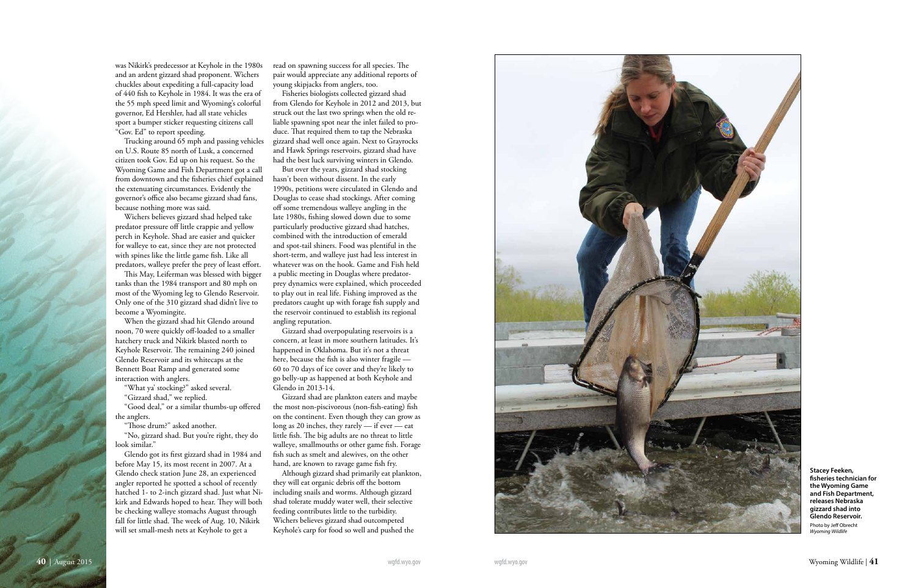was Nikirk's predecessor at Keyhole in the 1980s and an ardent gizzard shad proponent. Wichers chuckles about expediting a full-capacity load of 440 fish to Keyhole in 1984. It was the era of the 55 mph speed limit and Wyoming's colorful governor, Ed Hershler, had all state vehicles sport a bumper sticker requesting citizens call "Gov. Ed" to report speeding.

Trucking around 65 mph and passing vehicles on U.S. Route 85 north of Lusk, a concerned citizen took Gov. Ed up on his request. So the Wyoming Game and Fish Department got a call from downtown and the fisheries chief explained the extenuating circumstances. Evidently the governor's office also became gizzard shad fans, because nothing more was said.

Wichers believes gizzard shad helped take predator pressure off little crappie and yellow perch in Keyhole. Shad are easier and quicker for walleye to eat, since they are not protected with spines like the little game fish. Like all predators, walleye prefer the prey of least effort.

This May, Leiferman was blessed with bigger tanks than the 1984 transport and 80 mph on most of the Wyoming leg to Glendo Reservoir. Only one of the 310 gizzard shad didn't live to become a Wyomingite.

When the gizzard shad hit Glendo around noon, 70 were quickly off-loaded to a smaller hatchery truck and Nikirk blasted north to Keyhole Reservoir. The remaining 240 joined Glendo Reservoir and its whitecaps at the Bennett Boat Ramp and generated some interaction with anglers.

"What ya' stocking?" asked several.

"Gizzard shad," we replied.

"Good deal," or a similar thumbs-up offered the anglers.

"Those drum?" asked another.

"No, gizzard shad. But you're right, they do look similar."

Glendo got its first gizzard shad in 1984 and before May 15, its most recent in 2007. At a Glendo check station June 28, an experienced angler reported he spotted a school of recently hatched 1- to 2-inch gizzard shad. Just what Nikirk and Edwards hoped to hear. They will both be checking walleye stomachs August through fall for little shad. The week of Aug. 10, Nikirk will set small-mesh nets at Keyhole to get a read on spawning success for all species. The pair would appreciate any additional reports of young skipjacks from anglers, too.

Fisheries biologists collected gizzard shad from Glendo for Keyhole in 2012 and 2013, but struck out the last two springs when the old reliable spawning spot near the inlet failed to produce. That required them to tap the Nebraska gizzard shad well once again. Next to Grayrocks and Hawk Springs reservoirs, gizzard shad have had the best luck surviving winters in Glendo.

But over the years, gizzard shad stocking hasn't been without dissent. In the early 1990s, petitions were circulated in Glendo and Douglas to cease shad stockings. After coming off some tremendous walleye angling in the late 1980s, fishing slowed down due to some particularly productive gizzard shad hatches, combined with the introduction of emerald and spot-tail shiners. Food was plentiful in the short-term, and walleye just had less interest in whatever was on the hook. Game and Fish held a public meeting in Douglas where predator-prey dynamics were explained, which proceeded to play out in real life. Fishing improved as the predators caught up with forage fish supply and the reservoir continued to establish its regional angling reputation.

Gizzard shad overpopulating reservoirs is a concern, at least in more southern latitudes. It's happened in Oklahoma. But it's not a threat here, because the fish is also winter fragile — 60 to 70 days of ice cover and they're likely to go belly-up as happened at both Keyhole and Glendo in 2013-14.

Gizzard shad are plankton eaters and maybe the most non-piscivorous (non-fish-eating) fish on the continent. Even though they can grow as long as 20 inches, they rarely — if ever — eat little fish. The big adults are no threat to little walleye, smallmouths or other game fish. Forage fish such as smelt and alewives, on the other hand, are known to ravage game fish fry.

Although gizzard shad primarily eat plankton, they will eat organic debris off the bottom including snails and worms. Although gizzard shad tolerate muddy water well, their selective feeding contributes little to the turbidity. Wichers believes gizzard shad outcompeted Keyhole's carp for food so well and pushed the

**Stacey Feeken, fisheries technician for the Wyoming Game and Fish Department, releases Nebraska gizzard shad into Glendo Reservoir.**

Photo by Jeff Obrecht *Wyoming Wildlife*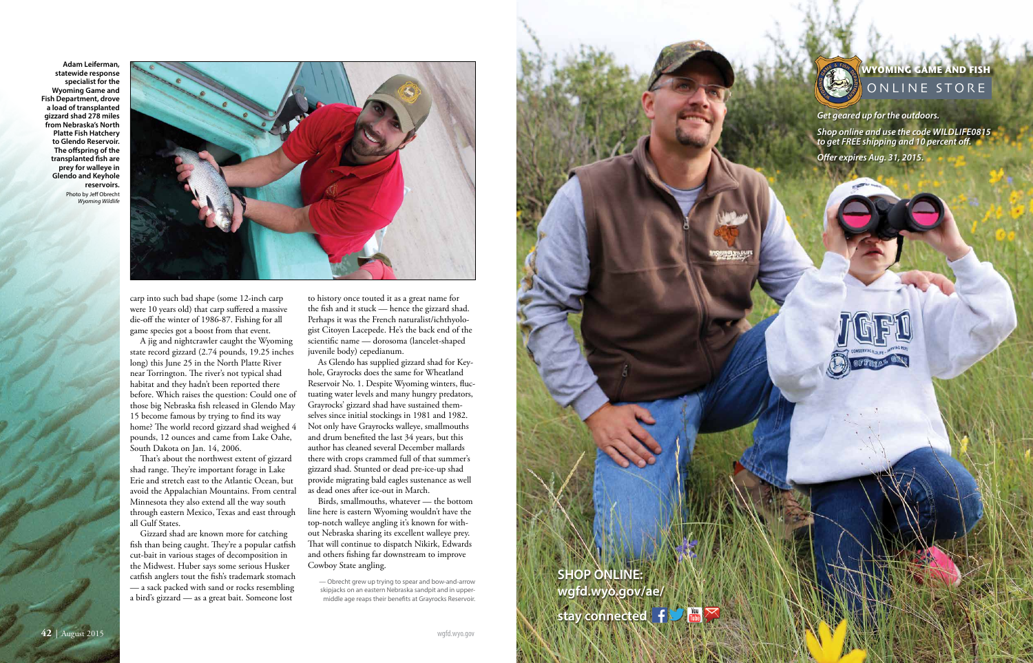Adam Leiferman, statewide response specialist for the Wyoming Game and Fish Department, drove a load of transplanted gizzard shad 278 miles from Nebraska's North Platte Fish Hatchery to Glendo Reservoir. The offspring of the transplanted fish are prey for walleye in Glendo and Keyhole reservoirs.

Photo by Jeff Obrecht *Wyoming Wildlife*

carp into such bad shape (some 12-inch carp were 10 years old) that carp suffered a massive die-off the winter of 1986-87. Fishing for all game species got a boost from that event.

A jig and nightcrawler caught the Wyoming state record gizzard (2.74 pounds, 19.25 inches long) this June 25 in the North Platte River near Torrington. The river's not typical shad habitat and they hadn't been reported there before. Which raises the question: Could one of those big Nebraska fish released in Glendo May 15 become famous by trying to find its way home? The world record gizzard shad weighed 4 pounds, 12 ounces and came from Lake Oahe, South Dakota on Jan. 14, 2006.

That's about the northwest extent of gizzard shad range. They're important forage in Lake Erie and stretch east to the Atlantic Ocean, but avoid the Appalachian Mountains. From central Minnesota they also extend all the way south through eastern Mexico, Texas and east through all Gulf States.

Gizzard shad are known more for catching fish than being caught. They're a popular catfish cut-bait in various stages of decomposition in the Midwest. Huber says some serious Husker catfish anglers tout the fish's trademark stomach — a sack packed with sand or rocks resembling a bird's gizzard — as a great bait. Someone lost to history once touted it as a great name for the fish and it stuck — hence the gizzard shad. Perhaps it was the French naturalist/ichthyologist Citoyen Lacepede. He's the back end of the scientific name — dorosoma (lancelet-shaped juvenile body) cepedianum.

As Glendo has supplied gizzard shad for Keyhole, Grayrocks does the same for Wheatland Reservoir No. 1. Despite Wyoming winters, fluctuating water levels and many hungry predators, Grayrocks' gizzard shad have sustained themselves since initial stockings in 1981 and 1982. Not only have Grayrocks walleye, smallmouths and drum benefited the last 34 years, but this author has cleaned several December mallards there with crops crammed full of that summer's gizzard shad. Stunted or dead pre-ice-up shad provide migrating bald eagles sustenance as well as dead ones after ice-out in March.

Birds, smallmouths, whatever — the bottom line here is eastern Wyoming wouldn't have the top-notch walleye angling it's known for without Nebraska sharing its excellent walleye prey. That will continue to dispatch Nikirk, Edwards and others fishing far downstream to improve Cowboy State angling.

— Obrecht grew up trying to spear and bow-and-arrow skipjacks on an eastern Nebraska sandpit and in upper-middle age reaps their benefits at Grayrocks Reservoir.

## WYOMING GAME AND FISH ONLINE STORE

*Get geared up for the outdoors.*

*Shop online and use the code WILDLIFE0815 to get FREE shipping and 10 percent off.*

*Offer expires Aug. 31, 2015.*

**SHOP ONLINE: wgfd.wyo.gov/ae/**

**stay connected**